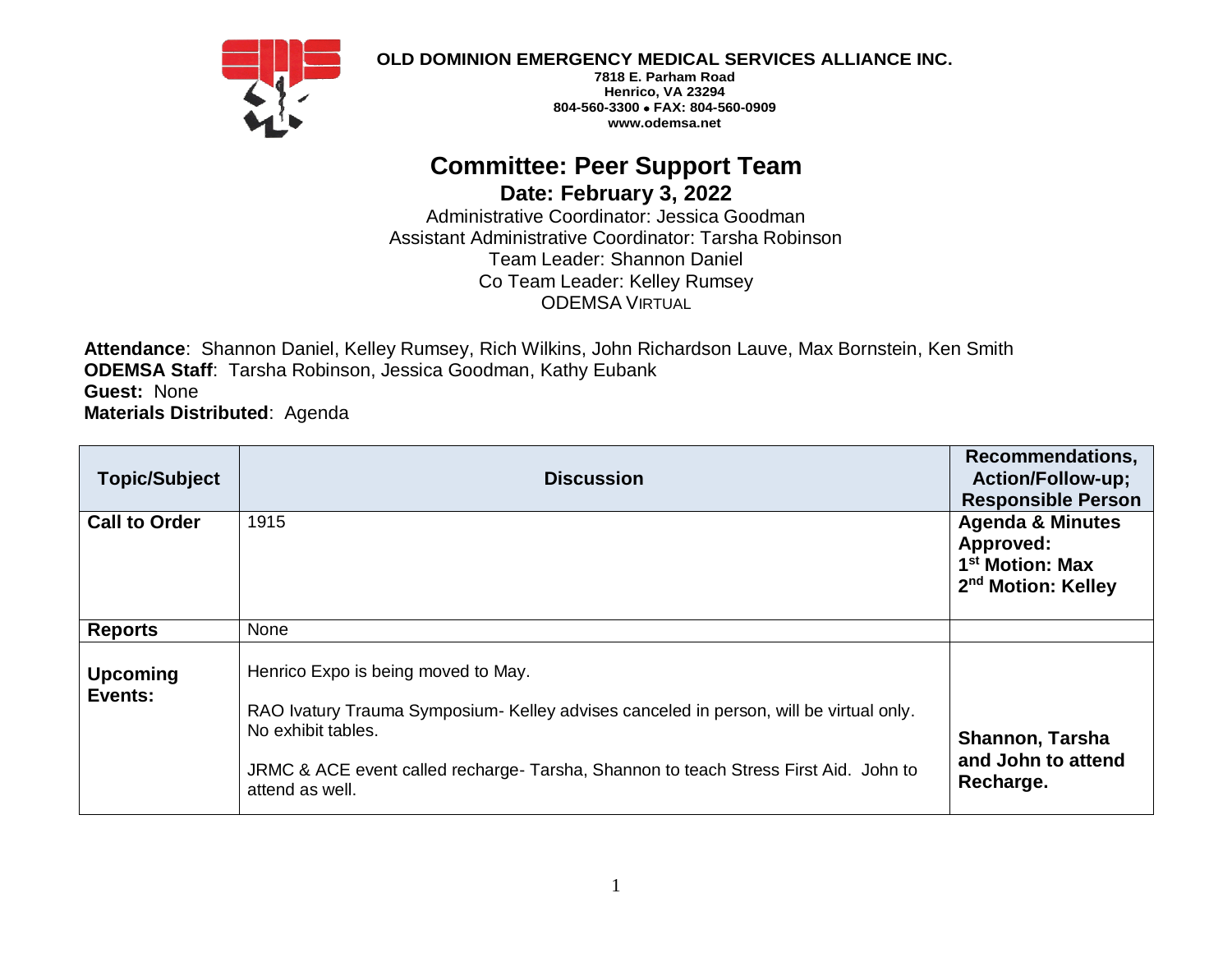**OLD DOMINION EMERGENCY MEDICAL SERVICES ALLIANCE INC.**
**7818 E. Parham Road**
**Henrico, VA 23294**
**804-560-3300 • FAX: 804-560-0909**
**www.odemsa.net**

# Committee: Peer Support Team

## Date: February 3, 2022

Administrative Coordinator: Jessica Goodman
Assistant Administrative Coordinator: Tarsha Robinson
Team Leader: Shannon Daniel
Co Team Leader: Kelley Rumsey
ODEMSA VIRTUAL

**Attendance**: Shannon Daniel, Kelley Rumsey, Rich Wilkins, John Richardson Lauve, Max Bornstein, Ken Smith
**ODEMSA Staff**: Tarsha Robinson, Jessica Goodman, Kathy Eubank
**Guest:** None
**Materials Distributed**: Agenda

| Topic/Subject | Discussion | Recommendations, Action/Follow-up; Responsible Person |
|---|---|---|
| **Call to Order** | 1915 | **Agenda & Minutes Approved:** **1st Motion: Max** **2nd Motion: Kelley** |
| **Reports** | None | |
| **Upcoming Events:** | Henrico Expo is being moved to May.<br><br>RAO Ivatury Trauma Symposium- Kelley advises canceled in person, will be virtual only. No exhibit tables.<br><br>JRMC & ACE event called recharge- Tarsha, Shannon to teach Stress First Aid. John to attend as well. | **Shannon, Tarsha and John to attend Recharge.** |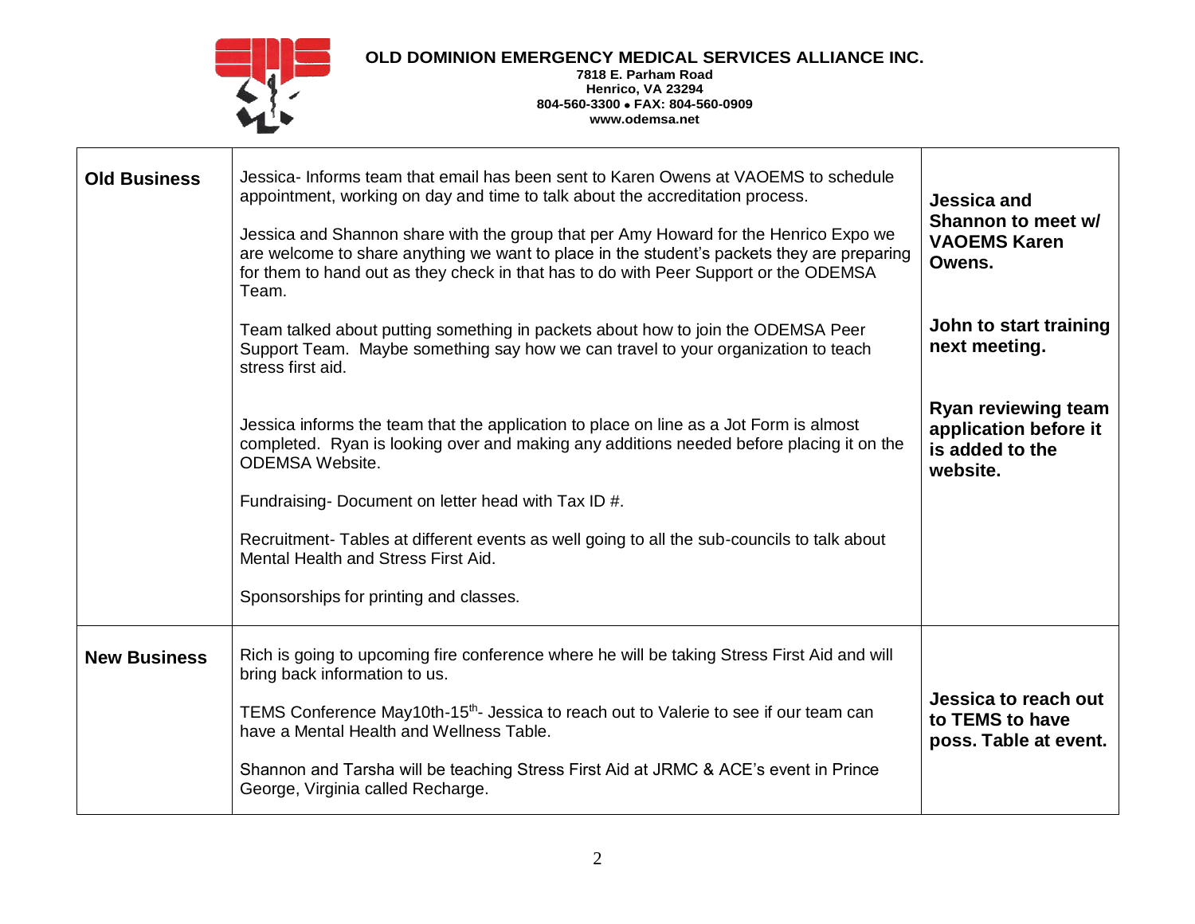**OLD DOMINION EMERGENCY MEDICAL SERVICES ALLIANCE INC.**
**7818 E. Parham Road**
**Henrico, VA 23294**
**804-560-3300 • FAX: 804-560-0909**
**www.odemsa.net**

| | | |
|---|---|---|
| **Old Business** | Jessica- Informs team that email has been sent to Karen Owens at VAOEMS to schedule appointment, working on day and time to talk about the accreditation process.<br><br>Jessica and Shannon share with the group that per Amy Howard for the Henrico Expo we are welcome to share anything we want to place in the student's packets they are preparing for them to hand out as they check in that has to do with Peer Support or the ODEMSA Team.<br><br>Team talked about putting something in packets about how to join the ODEMSA Peer Support Team. Maybe something say how we can travel to your organization to teach stress first aid.<br><br>Jessica informs the team that the application to place on line as a Jot Form is almost completed. Ryan is looking over and making any additions needed before placing it on the ODEMSA Website.<br><br>Fundraising- Document on letter head with Tax ID #.<br><br>Recruitment- Tables at different events as well going to all the sub-councils to talk about Mental Health and Stress First Aid.<br><br>Sponsorships for printing and classes. | **Jessica and Shannon to meet w/ VAOEMS Karen Owens.**<br><br>**John to start training next meeting.**<br><br>**Ryan reviewing team application before it is added to the website.** |
| **New Business** | Rich is going to upcoming fire conference where he will be taking Stress First Aid and will bring back information to us.<br><br>TEMS Conference May10th-15th- Jessica to reach out to Valerie to see if our team can have a Mental Health and Wellness Table.<br><br>Shannon and Tarsha will be teaching Stress First Aid at JRMC & ACE's event in Prince George, Virginia called Recharge. | **Jessica to reach out to TEMS to have poss. Table at event.** |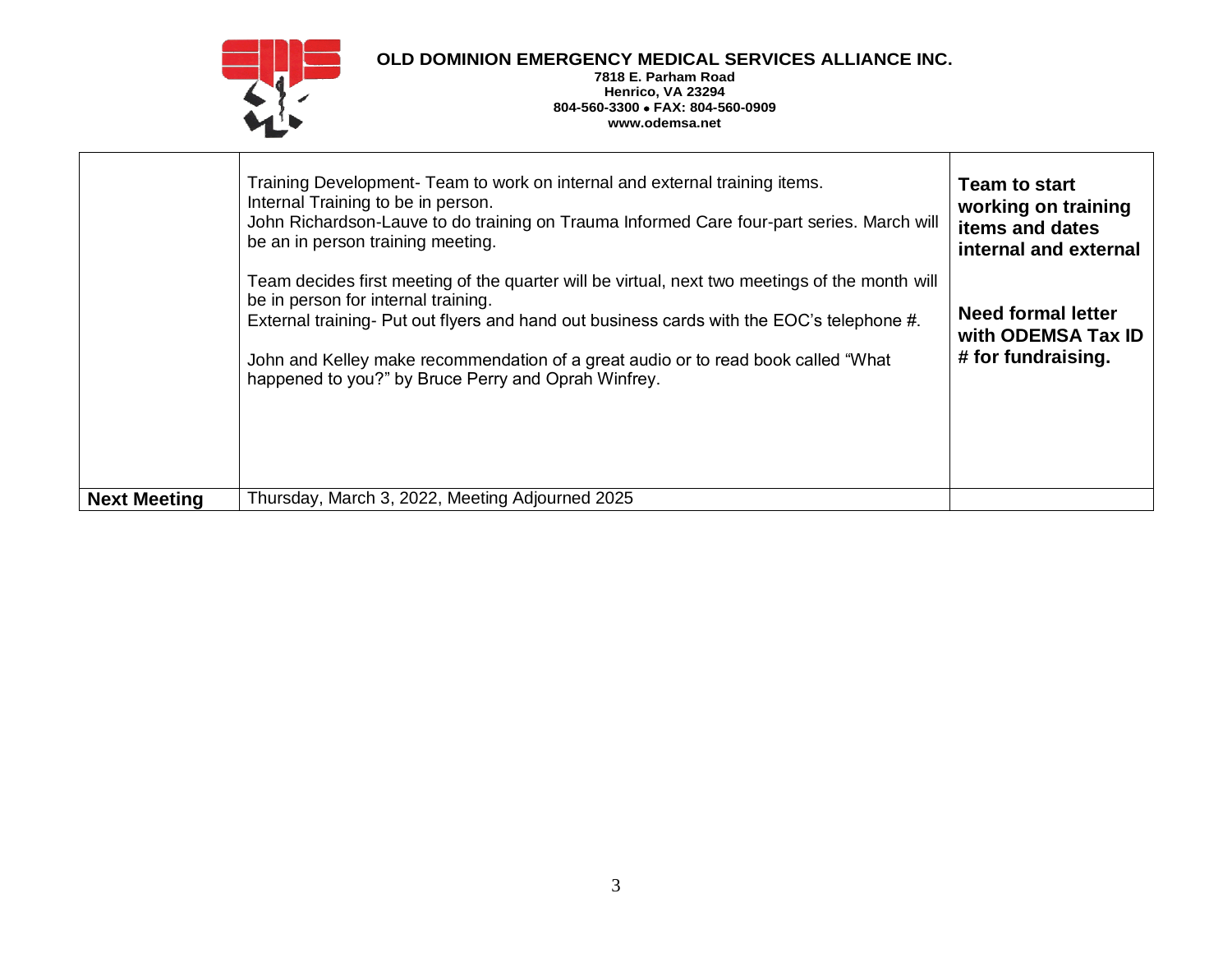**OLD DOMINION EMERGENCY MEDICAL SERVICES ALLIANCE INC.**
**7818 E. Parham Road**
**Henrico, VA 23294**
**804-560-3300 • FAX: 804-560-0909**
**www.odemsa.net**

| | | |
|---|---|---|
| | Training Development- Team to work on internal and external training items.<br>Internal Training to be in person.<br>John Richardson-Lauve to do training on Trauma Informed Care four-part series. March will be an in person training meeting.<br><br>Team decides first meeting of the quarter will be virtual, next two meetings of the month will be in person for internal training.<br>External training- Put out flyers and hand out business cards with the EOC's telephone #.<br><br>John and Kelley make recommendation of a great audio or to read book called "What happened to you?" by Bruce Perry and Oprah Winfrey. | **Team to start working on training items and dates internal and external**<br><br>**Need formal letter with ODEMSA Tax ID # for fundraising.** |
| **Next Meeting** | Thursday, March 3, 2022, Meeting Adjourned 2025 | |